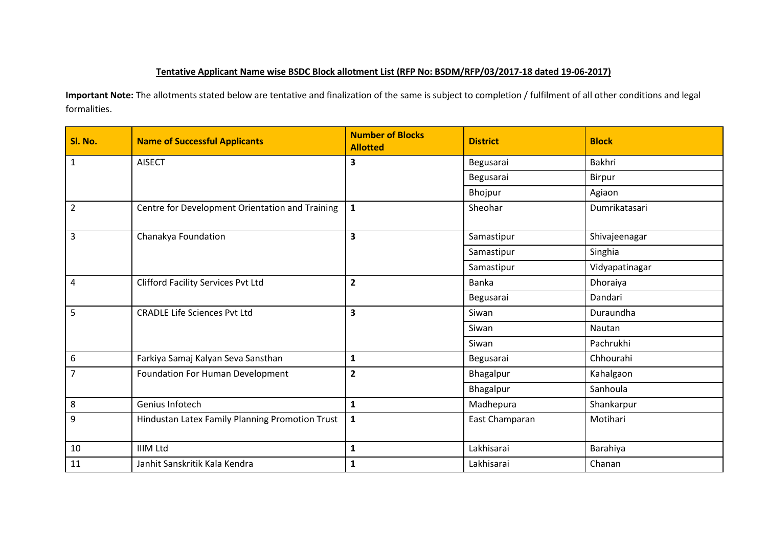**Tentative Applicant Name wise BSDC Block allotment List (RFP No: BSDM/RFP/03/2017-18 dated 19-06-2017)**

**Important Note:** The allotments stated below are tentative and finalization of the same is subject to completion / fulfilment of all other conditions and legal formalities.

| Sl. No. | Name of Successful Applicants | Number of Blocks Allotted | District | Block |
|---|---|---|---|---|
| 1 | AISECT | **3** | Begusarai | Bakhri |
| | | | Begusarai | Birpur |
| | | | Bhojpur | Agiaon |
| 2 | Centre for Development Orientation and Training | **1** | Sheohar | Dumrikatasari |
| 3 | Chanakya Foundation | **3** | Samastipur | Shivajeenagar |
| | | | Samastipur | Singhia |
| | | | Samastipur | Vidyapatinagar |
| 4 | Clifford Facility Services Pvt Ltd | **2** | Banka | Dhoraiya |
| | | | Begusarai | Dandari |
| 5 | CRADLE Life Sciences Pvt Ltd | **3** | Siwan | Duraundha |
| | | | Siwan | Nautan |
| | | | Siwan | Pachrukhi |
| 6 | Farkiya Samaj Kalyan Seva Sansthan | **1** | Begusarai | Chhourahi |
| 7 | Foundation For Human Development | **2** | Bhagalpur | Kahalgaon |
| | | | Bhagalpur | Sanhoula |
| 8 | Genius Infotech | **1** | Madhepura | Shankarpur |
| 9 | Hindustan Latex Family Planning Promotion Trust | **1** | East Champaran | Motihari |
| 10 | IIIM Ltd | **1** | Lakhisarai | Barahiya |
| 11 | Janhit Sanskritik Kala Kendra | **1** | Lakhisarai | Chanan |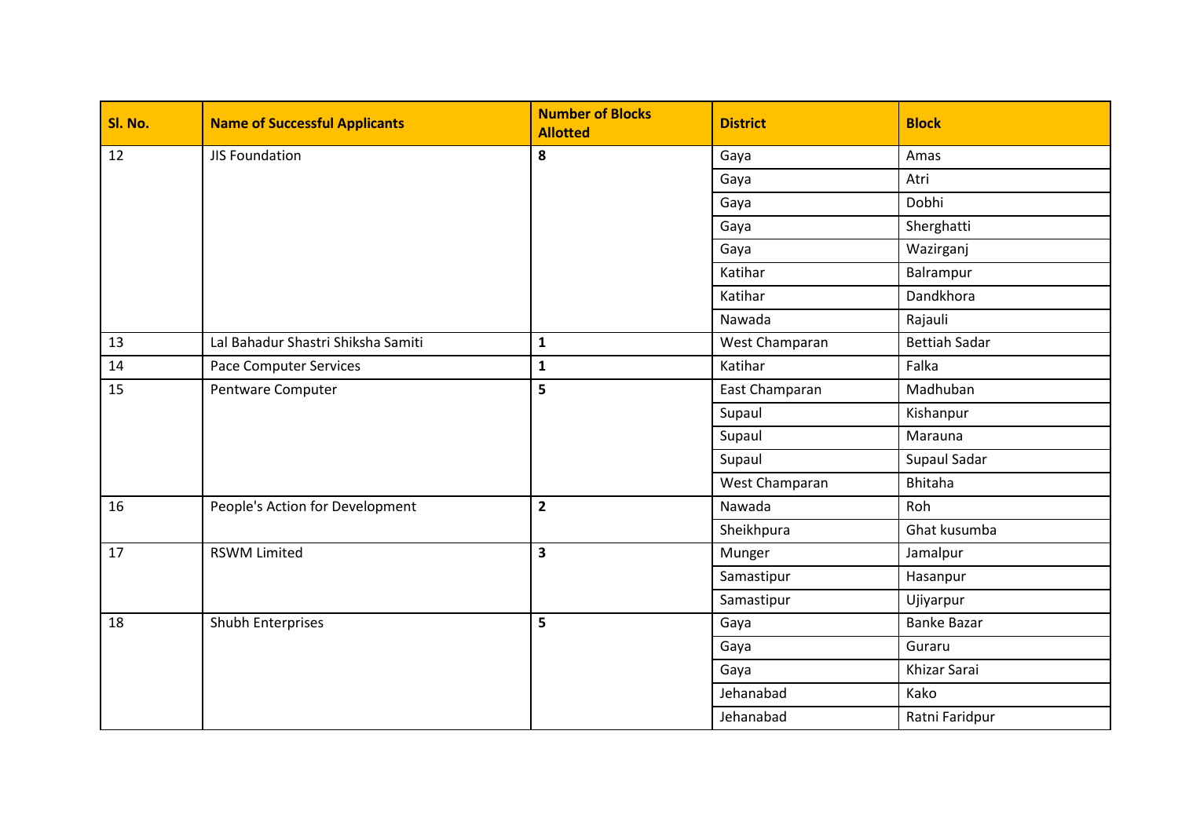| Sl. No. | Name of Successful Applicants | Number of Blocks Allotted | District | Block |
|---|---|---|---|---|
| 12 | JIS Foundation | **8** | Gaya | Amas |
| | | | Gaya | Atri |
| | | | Gaya | Dobhi |
| | | | Gaya | Sherghatti |
| | | | Gaya | Wazirganj |
| | | | Katihar | Balrampur |
| | | | Katihar | Dandkhora |
| | | | Nawada | Rajauli |
| 13 | Lal Bahadur Shastri Shiksha Samiti | **1** | West Champaran | Bettiah Sadar |
| 14 | Pace Computer Services | **1** | Katihar | Falka |
| 15 | Pentware Computer | **5** | East Champaran | Madhuban |
| | | | Supaul | Kishanpur |
| | | | Supaul | Marauna |
| | | | Supaul | Supaul Sadar |
| | | | West Champaran | Bhitaha |
| 16 | People's Action for Development | **2** | Nawada | Roh |
| | | | Sheikhpura | Ghat kusumba |
| 17 | RSWM Limited | **3** | Munger | Jamalpur |
| | | | Samastipur | Hasanpur |
| | | | Samastipur | Ujiyarpur |
| 18 | Shubh Enterprises | **5** | Gaya | Banke Bazar |
| | | | Gaya | Guraru |
| | | | Gaya | Khizar Sarai |
| | | | Jehanabad | Kako |
| | | | Jehanabad | Ratni Faridpur |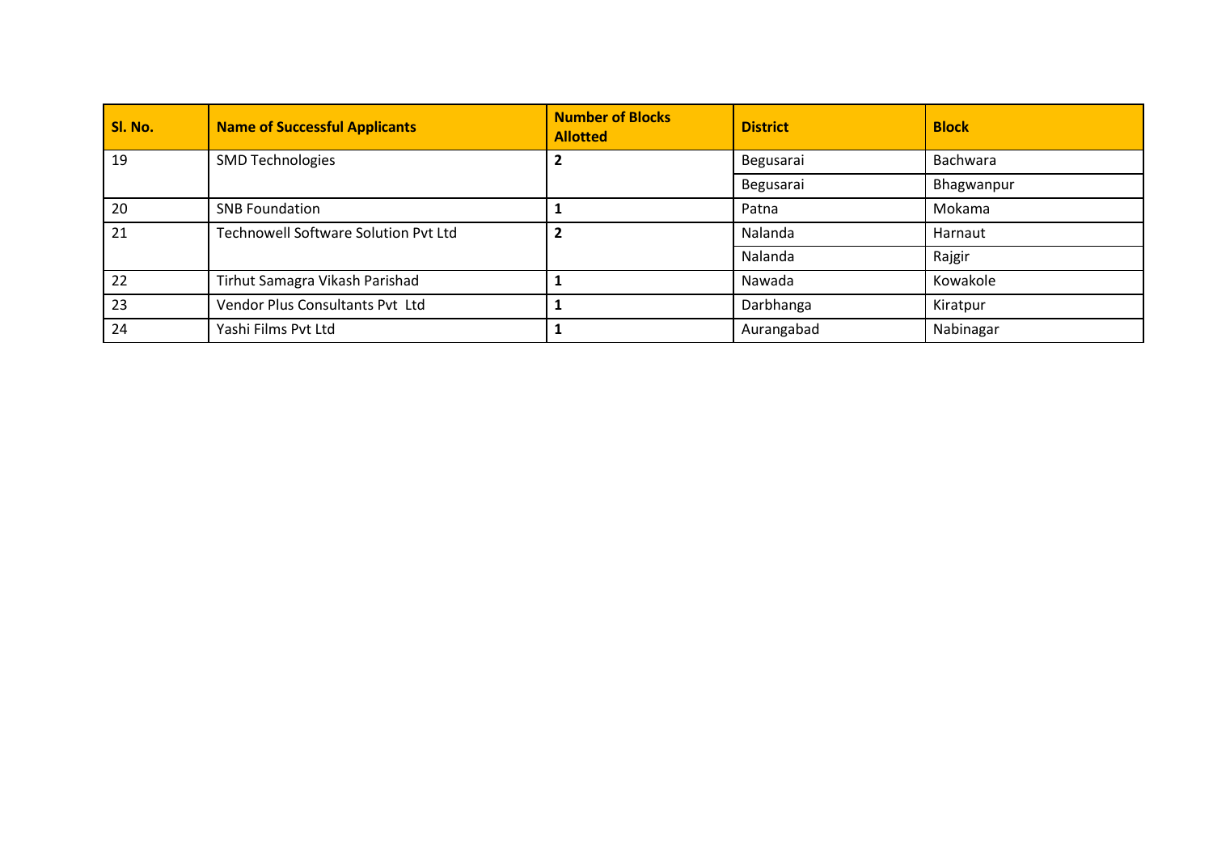| Sl. No. | Name of Successful Applicants | Number of Blocks Allotted | District | Block |
|---|---|---|---|---|
| 19 | SMD Technologies | **2** | Begusarai | Bachwara |
| | | | Begusarai | Bhagwanpur |
| 20 | SNB Foundation | **1** | Patna | Mokama |
| 21 | Technowell Software Solution Pvt Ltd | **2** | Nalanda | Harnaut |
| | | | Nalanda | Rajgir |
| 22 | Tirhut Samagra Vikash Parishad | **1** | Nawada | Kowakole |
| 23 | Vendor Plus Consultants Pvt Ltd | **1** | Darbhanga | Kiratpur |
| 24 | Yashi Films Pvt Ltd | **1** | Aurangabad | Nabinagar |